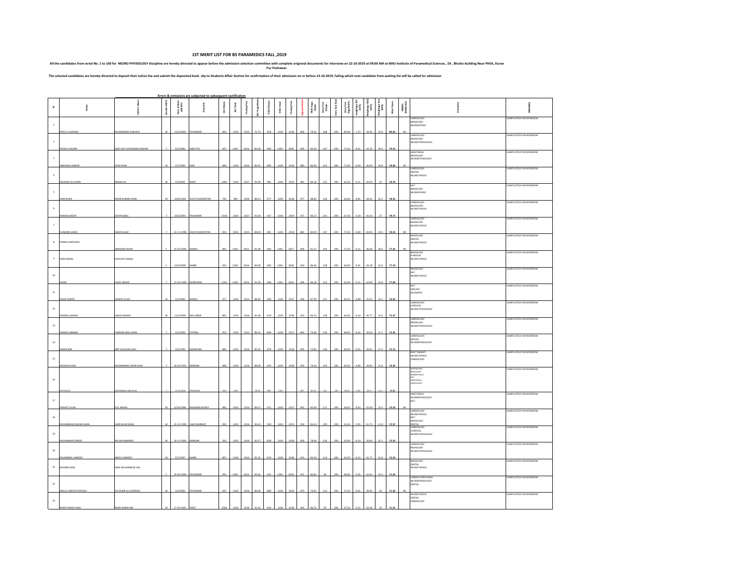# 1ST MERIT LIST FOR BS PARAMEDICS FALL ,2019

All the candidates from serial No. 1 to 100 for NEURO PHYSIOLOGY discipline are hereby directed to appear before the admission selection committee with complete origional documents for interview on 22-10-2019 at 09:00 AM at KMU Institute of Paramedical Sciences, ZA , Bhutto building Near PHSA, Duran Pur Peshawar.

The selected candidates are hereby directed to deposit their tution fee and submit the deposited bank slip to Students Affair Section for confirmation of their admission on or before 23-10-2019, failing which next candidate from waiting list will be called for admission

Errors & omissions are subjected to subsequent ractification

| S# | Name | Father's Name | Gender (M/F) | Date of Birth (M/D/Y) | Domicile | SSC Obtain | SSC Total | Passing Year | SSC %age Marks | HSSC Obtain | HSSC Total | Passing Year | Adjusted Marks | HSSC %age Marks | Entry Test Obtain | Entry Test Total | Entry Test %age Marks | Weightage SSC (10%) | Weightage HSSC (50%) | Weightage Test (40%) | Merit Score | MARKS IMPROVED | Discipline | REMARKS |
|---|---|---|---|---|---|---|---|---|---|---|---|---|---|---|---|---|---|---|---|---|---|---|---|---|
| 1 | AEEZ UL HASSAN | MUHAMMAD SHAUKAT | M | 12/3/2000 | PESHAWAR | 833 | 1100 | 2015 | 75.73 | 878 | 1100 | 2018 | 868 | 78.91 | 168 | 200 | 84.00 | 7.57 | 39.45 | 33.6 | 80.63 | MI | CARDIOLOGY RADIOLOGY NEUROPHYSIO | SHORTLISTED FOR INTERVIEW |
| 2 | NOVEAL HASHMI | QAZI SAIF UR REHMAN HASHMI | F | 9/2/2000 | HARIPUR | 947 | 1100 | 2016 | 86.09 | 909 | 1100 | 2018 | 909 | 82.64 | 147 | 200 | 73.50 | 8.61 | 41.32 | 29.4 | 79.33 | | CARDIOLOGY RADIOLOGY NEURO PHYSIOLOGY | SHORTLISTED FOR INTERVIEW |
| 3 | JAMSHAID AHMED | AYAZ KHAN | M | 3/7/1999 | SWD | 890 | 1100 | 2016 | 80.91 | 890 | 1100 | 2018 | 880 | 80.00 | 154 | 200 | 77.00 | 8.09 | 40.00 | 30.8 | 78.89 | MI | ANESTHESIA RADIOLOGY NEUROPHYSIOLOGY | SHORTLISTED FOR INTERVIEW |
| 4 | SAFAWAT ALI KHAN | AMJAD ALI | M | 2/3/2002 | SWAT | 1002 | 1100 | 2017 | 91.09 | 981 | 1100 | 2019 | 981 | 89.18 | 125 | 200 | 62.50 | 9.11 | 44.59 | 25 | 78.70 | | CARDIOLOGY DENTAL NEURO PHYSIO | SHORTLISTED FOR INTERVIEW |
| 5 | SAAD KHAN | NISAR AHMAD KHAN | M | 10/9/1999 | SOUTH WAZIRISTAN | 793 | 900 | 2016 | 88.11 | 977 | 1100 | 2018 | 977 | 88.82 | 126 | 200 | 63.00 | 8.81 | 44.41 | 25.2 | 78.42 | | MLT RADIOLOGY NEUROPHYSIO | SHORTLISTED FOR INTERVIEW |
| 6 | KHADIJA NOOR | ZAFAR IQBAL | F | 10/3/2001 | PESHAWAR | 1016 | 1100 | 2017 | 92.36 | 927 | 1100 | 2019 | 927 | 84.27 | 135 | 200 | 67.50 | 9.24 | 42.14 | 27 | 78.37 | | CARDIOLOGY RADIOLOGY NEURO PHYSIO | SHORTLISTED FOR INTERVIEW |
| 7 | HUMAIRA SAEED | SAEED ALAM | F | 15-11-1998 | SOUTH WAZIRISTAN | 924 | 1050 | 2015 | 88.00 | 891 | 1100 | 2018 | 881 | 80.09 | 147 | 200 | 73.50 | 8.80 | 40.05 | 29.4 | 78.25 | MI | CARDIOLOGY RADIOLOGY NEURO PHYSIO | SHORTLISTED FOR INTERVIEW |
| 8 | YAMNA JAMSHAID | JAMSHAID KHAN | F | 15-03-2000 | BANNU | 892 | 1100 | 2015 | 81.09 | 904 | 1100 | 2017 | 894 | 81.27 | 143 | 200 | 71.50 | 8.11 | 40.64 | 28.6 | 77.35 | MI | RADIOLOGY DENTAL NEURO PHYSIO | SHORTLISTED FOR INTERVIEW |
| 9 | SARA KAMAL | SHOUKAT KAMAL | F | 12/3/2000 | KARAK | 925 | 1100 | 2016 | 84.09 | 950 | 1100 | 2018 | 950 | 86.36 | 128 | 200 | 64.00 | 8.41 | 43.18 | 25.6 | 77.19 | | RADIOLOGY SURGICAL NEURO PHYSIO | SHORTLISTED FOR INTERVIEW |
| 10 | SADAF | FAZAL WAHID | F | 21-03-1999 | NOWSHERA | 1002 | 1100 | 2016 | 91.09 | 948 | 1100 | 2018 | 948 | 86.18 | 124 | 200 | 62.00 | 9.11 | 43.09 | 24.8 | 77.00 | | RADIOLOGY MLT NEURO PHYSIO | SHORTLISTED FOR INTERVIEW |
| 11 | NASIR SHAKIR | SHAKIR ULLAH | M | 1/5/2000 | BANNU | 977 | 1100 | 2015 | 88.82 | 958 | 1100 | 2017 | 958 | 87.09 | 121 | 200 | 60.50 | 8.88 | 43.55 | 24.2 | 76.63 | | MLT DIALYSIS NEUROPHY | SHORTLISTED FOR INTERVIEW |
| 12 | SHAKEEL AHMAD | SAEED AHMAD | M | 11/5/2000 | DIR LOWER | 891 | 1100 | 2016 | 81.00 | 919 | 1100 | 2018 | 919 | 83.55 | 128 | 200 | 64.00 | 8.10 | 41.77 | 25.6 | 75.47 | | CARDIOLOGY SURGICAL NEURO PHYSIOLOGY | SHORTLISTED FOR INTERVIEW |
| 13 | SAADIA FARMAN | FARMAN WALI KHAN | F | 3/3/1999 | CHITRAL | 952 | 1100 | 2015 | 86.55 | 869 | 1100 | 2017 | 869 | 79.00 | 136 | 200 | 68.00 | 8.65 | 39.50 | 27.2 | 75.35 | | CARDIOLOGY RADIOLOGY NEURO PHYSIOLOGY | SHORTLISTED FOR INTERVIEW |
| 14 | AIMAN BIBI | ARIF HUSSAIN SHAH | F | 5/9/1999 | MANSEHRA | 885 | 1100 | 2016 | 80.45 | 878 | 1100 | 2018 | 878 | 79.82 | 136 | 200 | 68.00 | 8.05 | 39.91 | 27.2 | 75.15 | | CARDIOLOGY DENTAL NEUROPHYSIOLOGY | SHORTLISTED FOR INTERVIEW |
| 15 | MUSKAN SHAH | MUHAMMAD ZAHIR SHAH | F | 16-03-2002 | MARDAN | 968 | 1100 | 2016 | 88.00 | 876 | 1100 | 2018 | 876 | 79.64 | 129 | 200 | 64.50 | 8.80 | 39.82 | 25.8 | 74.42 | | RESP THERAPY NEURO PHYSIO CARDIOLOGY | SHORTLISTED FOR INTERVIEW |
| 16 | SHIFA BILAL | MUHAMMAD ABID BILAL | F | 15-10-2000 | PESHAWAR | 995 | 1100 | | 90.45 | 897 | 1100 | | 897 | 81.55 | 121 | 200 | 60.50 | 9.05 | 40.77 | 24.2 | 74.02 | | RESPIRATORY RADIOLOGY NEUROPHYSIO MLT ANESTHESIA CARDIOLOGY | SHORTLISTED FOR INTERVIEW |
| 17 | FARHAT ULLAH | GUL RAHIM | M | 6/10/1998 | BAJAWAR AGENCY | 982 | 1100 | 2014 | 89.27 | 912 | 1100 | 2017 | 902 | 82.00 | 117 | 200 | 58.50 | 8.93 | 41.00 | 23.4 | 73.33 | MI | ANESTHESIA NEUROPHYSIOLOGY MLT | SHORTLISTED FOR INTERVIEW |
| 18 | MUHAMMAD WASIM KHAN | SHER ALAM KHAN | M | 25-12-1999 | LAKKI MARWAT | 995 | 1100 | 2016 | 90.45 | 918 | 1100 | 2019 | 918 | 83.45 | 109 | 200 | 54.50 | 9.05 | 41.73 | 21.8 | 72.57 | | CARDIOLOGY NEURO PHYSIO MLT RADIOLOGY DENTAL | SHORTLISTED FOR INTERVIEW |
| 19 | MUHAMMAD IDREES | RAJ MUHAMMAD | M | 16-11-2000 | MARDAN | 916 | 1100 | 2016 | 83.27 | 858 | 1100 | 2018 | 858 | 78.00 | 126 | 200 | 63.00 | 8.33 | 39.00 | 25.2 | 72.53 | | CARDIOLOGY SURGICAL NEURO PHYSIOLOGY | SHORTLISTED FOR INTERVIEW |
| 20 | MUZAMMIL HAMEED | ABDUL HAMEED | M | 9/7/1997 | KARAK | 897 | 1100 | 2015 | 81.55 | 919 | 1100 | 2018 | 919 | 83.55 | 113 | 200 | 56.50 | 8.15 | 41.77 | 22.6 | 72.53 | | CARDIOLOGY RADIOLOGY NEURO PHYSIOLOGY | SHORTLISTED FOR INTERVIEW |
| 21 | MUNIBA SIRAJ | SIRAJ MUHAMMAD JAN | F | 25-09-2000 | PESHAWAR | 995 | 1100 | 2016 | 90.45 | 955 | 1100 | 2018 | 955 | 86.82 | 96 | 200 | 48.00 | 9.05 | 43.41 | 19.2 | 71.66 | | RADIOLOGY DENTAL NEURO PHYSIO | SHORTLISTED FOR INTERVIEW |
| 22 | ABDUL SABOOR SIDDIQUI | ZULFIQAR ALI SADDIQUI | M | 5/4/2000 | PESHAWAR | 947 | 1100 | 2016 | 86.09 | 889 | 1100 | 2019 | 879 | 79.91 | 115 | 200 | 57.50 | 8.61 | 39.95 | 23 | 71.56 | MI | CARDIAC PERFUSION NEUROPHYSIOLOGY DENTAL | SHORTLISTED FOR INTERVIEW |
| 23 | MIAN FAWAD SHAH | MIAN KARIM JAN | M | 17-02-2001 | SWAT | 1006 | 1100 | 2016 | 91.45 | 954 | 1100 | 2018 | 954 | 86.73 | 95 | 200 | 47.50 | 9.15 | 43.36 | 19 | 71.51 | | NEURO PHYSIO DENTAL CARDIOLOGY | SHORTLISTED FOR INTERVIEW |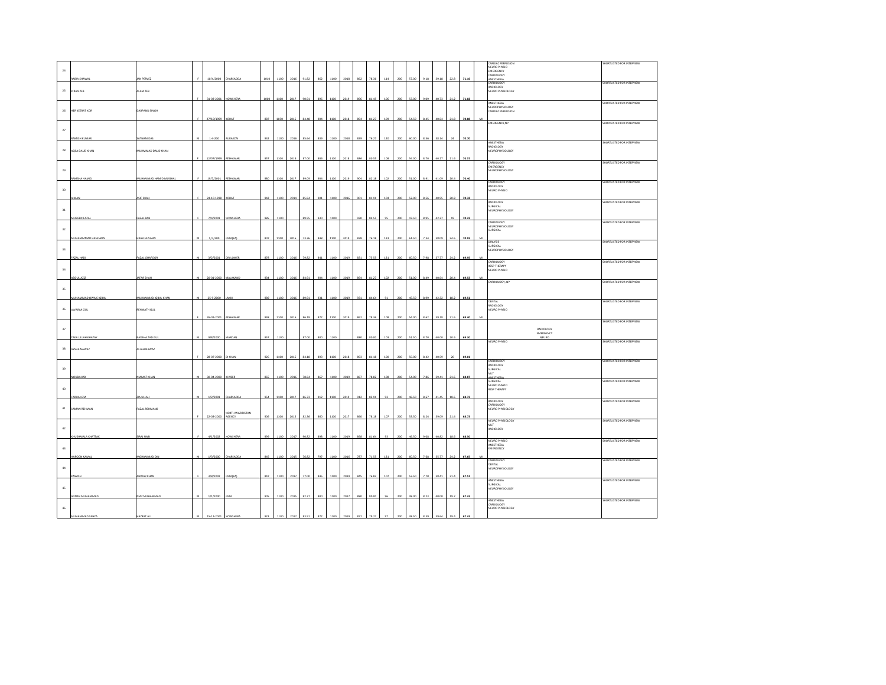| 24 | RABIA SHAWAL | JAN PERVEZ | F | 10/4/2000 | CHARSADDA | 1010 | 1100 | 2016 | 91.82 | 862 | 1100 | 2018 | 862 | 78.36 | 114 | 200 | 57.00 | 9.18 | 39.18 | 22.8 | 71.16 | | CARDIAC PERFUSION<br>NEURO PHYSIO<br>EMERGENCY<br>CARDIOLOGY<br>ANESTHESIA | SHORTLISTED FOR INTERVIEW |
|---|---|---|---|---|---|---|---|---|---|---|---|---|---|---|---|---|---|---|---|---|---|---|---|---|
| 25 | KIRAN ZEB | ALAM ZEB | F | 31-03-2001 | NOWSHERA | 1000 | 1100 | 2017 | 90.91 | 896 | 1100 | 2019 | 896 | 81.45 | 106 | 200 | 53.00 | 9.09 | 40.73 | 21.2 | 71.02 | | CARDIOLOGY<br>RADIOLOGY<br>NEURO PHYSIOLOGY | SHORTLISTED FOR INTERVIEW |
| 26 | HER KEERAT KOR | DARPAND SINGH | F | 27/10/1999 | KOHAT | 887 | 1050 | 2015 | 84.48 | 904 | 1100 | 2018 | 894 | 81.27 | 109 | 200 | 54.50 | 8.45 | 40.64 | 21.8 | 70.88 | MI | ANESTHESIA<br>NEUROPHYSIOLOGY<br>CARDIAC PERFUSION | SHORTLISTED FOR INTERVIEW |
| 27 | RAMISH KUMAR | SATNAM DAS | M | 1-4-200 | AURAKZAI | 942 | 1100 | 2016 | 85.64 | 839 | 1100 | 2018 | 839 | 76.27 | 120 | 200 | 60.00 | 8.56 | 38.14 | 24 | 70.70 | | EMERGENCY,NP | SHORTLISTED FOR INTERVIEW |
| 28 | AQSA DAUD KHAN | MUHAMMAD DAUD KHAN | F | 12/07/1999 | PESHAWAR | 957 | 1100 | 2016 | 87.00 | 886 | 1100 | 2018 | 886 | 80.55 | 108 | 200 | 54.00 | 8.70 | 40.27 | 21.6 | 70.57 | | ANESTHESIA<br>RADIOLOGY<br>NEUROPHYSIOLOGY | SHORTLISTED FOR INTERVIEW |
| 29 | RAMSHA HAMID | MUHAMMAD HAMID MUGHAL | F | 19/7/2001 | PESHAWAR | 980 | 1100 | 2017 | 89.09 | 904 | 1100 | 2019 | 904 | 82.18 | 102 | 200 | 51.00 | 8.91 | 41.09 | 20.4 | 70.40 | | CARDIOLOGY<br>EMERGENCY<br>NEUROPHYSIOLOGY | SHORTLISTED FOR INTERVIEW |
| 30 | AIMAN | ASIF SHAH | F | 24-10-1998 | KOHAT | 942 | 1100 | 2014 | 85.64 | 901 | 1100 | 2016 | 901 | 81.91 | 104 | 200 | 52.00 | 8.56 | 40.95 | 20.8 | 70.32 | | CARDIOLOGY<br>RADIOLOGY<br>NEURO PHYSIO | SHORTLISTED FOR INTERVIEW |
| 31 | MUBEEN FAZAL | FAZAL RAB | F | 7/4/2001 | NOWSHERA | 985 | 1100 | | 89.55 | 930 | 1100 | | 930 | 84.55 | 95 | 200 | 47.50 | 8.95 | 42.27 | 19 | 70.23 | | RADIOLOGY<br>SURGICAL<br>NEUROPHYSIOLOGY | SHORTLISTED FOR INTERVIEW |
| 32 | MUHAMMMAD HASSNAIN | HABIB HUSSAIN | M | 5/7/200 | FATA(KA) | 807 | 1100 | 2016 | 73.36 | 848 | 1100 | 2019 | 838 | 76.18 | 123 | 200 | 61.50 | 7.34 | 38.09 | 24.6 | 70.03 | MI | CARDIOLOGY<br>NEUROPHYSIOLOGY<br>SURGICAL | SHORTLISTED FOR INTERVIEW |
| 33 | FAZAL HADI | FAZAL SHAFOOR | M | 3/2/2001 | DIR LOWER | 878 | 1100 | 2016 | 79.82 | 841 | 1100 | 2019 | 831 | 75.55 | 121 | 200 | 60.50 | 7.98 | 37.77 | 24.2 | 69.95 | MI | DIALYSIS<br>SURGICAL<br>NEUROPHYSIOLOGY | SHORTLISTED FOR INTERVIEW |
| 34 | ABDUL AZIZ | JAFAR SHAH | M | 20-01-2000 | MALAKAND | 934 | 1100 | 2016 | 84.91 | 904 | 1100 | 2019 | 894 | 81.27 | 102 | 200 | 51.00 | 8.49 | 40.64 | 20.4 | 69.53 | MI | CARDIOLOGY<br>RESP THERAPY<br>NEURO PHYSIO | SHORTLISTED FOR INTERVIEW |
| 35 | MUHAMMAD OWAIS IQBAL | MUHAMMAD IQBAL KHAN | M | 25-9-2000 | LAKKI | 989 | 1100 | 2016 | 89.91 | 931 | 1100 | 2019 | 931 | 84.64 | 91 | 200 | 45.50 | 8.99 | 42.32 | 18.2 | 69.51 | | CARDIOLOGY, NP | SHORTLISTED FOR INTERVIEW |
| 36 | JAVAIRIA GUL | REHMATH GUL | F | 26-01-2001 | PESHAWAR | 948 | 1100 | 2016 | 86.18 | 872 | 1100 | 2019 | 862 | 78.36 | 108 | 200 | 54.00 | 8.62 | 39.18 | 21.6 | 69.40 | MI | DENTAL<br>RADIOLOGY<br>NEURO PHYSIO | SHORTLISTED FOR INTERVIEW |
| 37 | ZAKA ULLAH KHATTAK | BADSHA ZAD GUL | M | 9/8/2000 | MARDAN | 957 | 1100 | | 87.00 | 880 | 1100 | | 880 | 80.00 | 103 | 200 | 51.50 | 8.70 | 40.00 | 20.6 | 69.30 | | RADIOLOGY<br>EMERGENCY<br>NEURO | SHORTLISTED FOR INTERVIEW |
| 38 | AYSHA NAWAZ | ALLAH NAWAZ | F | 28-07-2000 | DI KHAN | 926 | 1100 | 2016 | 84.18 | 893 | 1100 | 2018 | 893 | 81.18 | 100 | 200 | 50.00 | 8.42 | 40.59 | 20 | 69.01 | | NEURO PHYSIO | SHORTLISTED FOR INTERVIEW |
| 39 | NOUBAHAR | NIAMAT KHAN | M | 30-04-2000 | KHYBER | 865 | 1100 | 2016 | 78.64 | 867 | 1100 | 2019 | 867 | 78.82 | 108 | 200 | 54.00 | 7.86 | 39.41 | 21.6 | 68.87 | | CARDIOLOGY<br>RADIOLOGY<br>SURGICAL<br>MLT<br>ANESTHESIA | SHORTLISTED FOR INTERVIEW |
| 40 | FARHAN ZIA | ZIA ULLAH | M | 1/2/2001 | CHARSADDA | 954 | 1100 | 2017 | 86.73 | 912 | 1100 | 2019 | 912 | 82.91 | 93 | 200 | 46.50 | 8.67 | 41.45 | 18.6 | 68.73 | | SURGICAL<br>NEURO PHSYIO<br>RESP THERAPY | SHORTLISTED FOR INTERVIEW |
| 41 | SAMAN REHMAN | FAZAL REHMANB | F | 22-03-2000 | NORTH WAZIRISTAN AGENCY | 906 | 1100 | 2015 | 82.36 | 860 | 1100 | 2017 | 860 | 78.18 | 107 | 200 | 53.50 | 8.24 | 39.09 | 21.4 | 68.73 | | RADIOLOGY<br>CARDIOLOGY<br>NEURO PHYSIOLOGY | SHORTLISTED FOR INTERVIEW |
| 42 | KHUSHMALA KHATTAK | SIRAJ NABI | F | 4/1/2002 | NOWSHERA | 999 | 1100 | 2017 | 90.82 | 898 | 1100 | 2019 | 898 | 81.64 | 93 | 200 | 46.50 | 9.08 | 40.82 | 18.6 | 68.50 | | NEURO PHYSIOLOGY<br>MLT<br>RADIOLOGY | SHORTLISTED FOR INTERVIEW |
| 43 | HAROON KAMAL | MOHAMMAD DIN | M | 1/3/2000 | CHARSADDA | 845 | 1100 | 2015 | 76.82 | 797 | 1100 | 2016 | 787 | 71.55 | 121 | 200 | 60.50 | 7.68 | 35.77 | 24.2 | 67.65 | MI | NEURO PHYSIO<br>ANESTHESIA<br>EMERGENCY | SHORTLISTED FOR INTERVIEW |
| 44 | KAWISH | ANWAR KHAN | F | 3/8/2002 | FATA(KA) | 847 | 1100 | 2017 | 77.00 | 845 | 1100 | 2019 | 845 | 76.82 | 107 | 200 | 53.50 | 7.70 | 38.41 | 21.4 | 67.51 | | CARDIOLOGY<br>DENTAL<br>NEUROPHYSIOLOGY | SHORTLISTED FOR INTERVIEW |
| 45 | ADNAN MUHAMMAD | NIAZ MUHAMMAD | M | 1/1/2000 | FATA | 905 | 1100 | 2015 | 82.27 | 880 | 1100 | 2017 | 880 | 80.00 | 96 | 200 | 48.00 | 8.23 | 40.00 | 19.2 | 67.43 | | ANESTHESIA<br>SURGICAL<br>NEUROPHYSIOLOGY | SHORTLISTED FOR INTERVIEW |
| 46 | MUHAMMAD YAHYA | HAZRAT ALI | M | 15-12-2001 | NOWSHERA | 923 | 1100 | 2017 | 83.91 | 872 | 1100 | 2019 | 872 | 79.27 | 97 | 200 | 48.50 | 8.39 | 39.64 | 19.4 | 67.43 | | ANESTHESIA<br>CARDIOLOGY<br>NEURO PHYSIOLOGY | SHORTLISTED FOR INTERVIEW |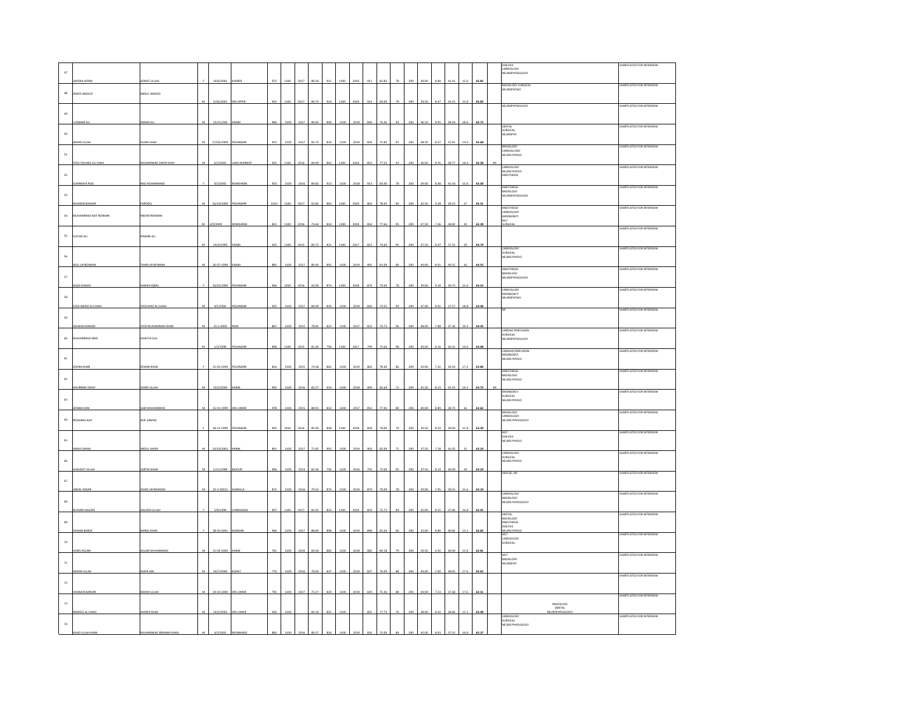| 47 | JAVERIA AFRIDI | AZMAT ULLAH | F | 19/6/2001 | KHYBER | 972 | 1100 | 2017 | 88.36 | 911 | 1100 | 2019 | 911 | 82.82 | 78 | 200 | 39.00 | 8.84 | 41.41 | 15.6 | 65.85 | | DIALYSIS CARDIOLOGY NEUROPHYSIOLOGY | SHORTLISTED FOR INTERVIEW |
|---|---|---|---|---|---|---|---|---|---|---|---|---|---|---|---|---|---|---|---|---|---|---|---|---|
| 48 | ANEES WADUD | ABDUL WADUD | M | 3/26/2001 | DIR UPPER | 932 | 1100 | 2017 | 84.73 | 914 | 1100 | 2019 | 914 | 83.09 | 79 | 200 | 39.50 | 8.47 | 41.55 | 15.8 | 65.82 | | RADIOLOGY SURGICAL NEUROPHYSIO | SHORTLISTED FOR INTERVIEW |
| 49 | LUQMAN ALI | AMJAD ALI | M | 15/11/200 | SWABI | 984 | 1100 | 2017 | 89.45 | 840 | 1100 | 2019 | 840 | 76.36 | 93 | 200 | 46.50 | 8.95 | 38.18 | 18.6 | 65.73 | | NEUROPHYSIOLOGY | SHORTLISTED FOR INTERVIEW |
| 50 | AMAN ULLAH | ISLAM SHAH | M | 27/02/2000 | PESHAWAR | 921 | 1100 | 2017 | 83.73 | 834 | 1100 | 2019 | 834 | 75.82 | 97 | 200 | 48.50 | 8.37 | 37.91 | 19.4 | 65.68 | | DENTAL SURGICAL NEUROPHY | SHORTLISTED FOR INTERVIEW |
| 51 | SYED YOUNAS ALI SHAH | MUHAMMAD ZAHIR SHAH | M | 6/2/2001 | LAKKI MARWAT | 925 | 1100 | 2016 | 84.09 | 863 | 1100 | 2016 | 853 | 77.55 | 92 | 200 | 46.00 | 8.41 | 38.77 | 18.4 | 65.58 | MI | RADIOLOGY CARDIOLOGY NEURO PHYSIO | SHORTLISTED FOR INTERVIEW |
| 52 | SUMMAYA RIAZ | RIAZ MUHAMMAD | F | 9/3/2001 | NOWSHERA | 933 | 1100 | 2016 | 84.82 | 913 | 1100 | 2018 | 913 | 83.00 | 78 | 200 | 39.00 | 8.48 | 41.50 | 15.6 | 65.58 | | CARDIOLOGY NEURO PHYSIO ANESTHESIA | SHORTLISTED FOR INTERVIEW |
| 53 | MUNEEB BASHAR | FAROOQ | M | 26/10/2000 | PESHAWAR | 1021 | 1100 | 2017 | 92.82 | 863 | 1100 | 2019 | 863 | 78.45 | 85 | 200 | 42.50 | 9.28 | 39.23 | 17 | 65.51 | | ANESTHESIA RADIOLOGY NEUROPHYSIOLOGY | SHORTLISTED FOR INTERVIEW |
| 54 | MUHAMMAD ASIF REHMAN | MEHER REHMAN | M | 3/9/2000 | NOWSHERA | 821 | 1100 | 2016 | 74.64 | 854 | 1100 | 2018 | 854 | 77.64 | 95 | 200 | 47.50 | 7.46 | 38.82 | 19 | 65.28 | | ANESTHESIA CARDIOLOGY EMERGENCY MLT SURGICAL | SHORTLISTED FOR INTERVIEW |
| 55 | SUFAID ALI | NAWAB ALI | M | 10/4/1999 | SWABI | 932 | 1100 | 2015 | 84.73 | 821 | 1100 | 2017 | 821 | 74.64 | 95 | 200 | 47.50 | 8.47 | 37.32 | 19 | 64.79 | | | SHORTLISTED FOR INTERVIEW |
| 56 | ADIL UR REHMAN | TAHIR UR REHMAN | M | 26-07-1998 | SWABI | 881 | 1100 | 2017 | 80.09 | 892 | 1100 | 2019 | 892 | 81.09 | 80 | 200 | 40.00 | 8.01 | 40.55 | 16 | 64.55 | | CARDIOLOGY SURGICAL NEURO PHYSIO | SHORTLISTED FOR INTERVIEW |
| 57 | AQSA SHAHID | SHAHID IQBAL | F | 10/25/2000 | PESHAWAR | 966 | 1050 | 2016 | 92.00 | 874 | 1100 | 2018 | 874 | 79.45 | 78 | 200 | 39.00 | 9.20 | 39.73 | 15.6 | 64.53 | | ANESTHESIA RADIOLOGY NEUROPHYSIOLOGY | SHORTLISTED FOR INTERVIEW |
| 58 | SYED AWAIS ALI SHAH | SYED NIAZ ALI SHAH | M | 9/1/2002 | PESHAWAR | 925 | 1100 | 2017 | 84.09 | 820 | 1100 | 2019 | 820 | 74.55 | 94 | 200 | 47.00 | 8.41 | 37.27 | 18.8 | 64.48 | | CARDIOLOGY EMERGENCY NEUROPHYSIO | SHORTLISTED FOR INTERVIEW |
| 59 | SALMAN AHMAD | SYED MUHAMMAD KHAN | M | 15-2-2000 | NWA | 867 | 1100 | 2015 | 78.82 | 822 | 1100 | 2017 | 822 | 74.73 | 96 | 200 | 48.00 | 7.88 | 37.36 | 19.2 | 64.45 | | NP | SHORTLISTED FOR INTERVIEW |
| 60 | MUHAMMAD ABID | KHAISTA GUL | M | 1/3/1999 | PESHAWAR | 898 | 1100 | 2015 | 81.64 | 799 | 1100 | 2017 | 799 | 72.64 | 98 | 200 | 49.00 | 8.16 | 36.32 | 19.6 | 64.08 | | CARDIAC PERFUSION SURGICAL NEUROPHYSIOLOGY | SHORTLISTED FOR INTERVIEW |
| 61 | ZOHRA KHAN | ZEWAR KHAN | F | 15-05-1999 | PESHAWAR | 816 | 1100 | 2015 | 74.18 | 862 | 1100 | 2019 | 862 | 78.36 | 86 | 200 | 43.00 | 7.42 | 39.18 | 17.2 | 63.80 | | CARDIAD PERFUSION EMERGENCY NEURO PHYSIO | SHORTLISTED FOR INTERVIEW |
| 62 | KHURRAM ZAHID | ZAHID ULLAH | M | 10/2/2000 | KARAK | 905 | 1100 | 2016 | 82.27 | 909 | 1100 | 2018 | 909 | 82.64 | 71 | 200 | 35.50 | 8.23 | 41.32 | 14.2 | 63.75 | MI | ANESTHESIA RADIOLOGY NEURO PHYSIO | SHORTLISTED FOR INTERVIEW |
| 63 | ADNAN SAMI | SAID MUHAMMAD | M | 15-01-1999 | DIR LOWER | 978 | 1100 | 2015 | 88.91 | 852 | 1100 | 2017 | 852 | 77.45 | 80 | 200 | 40.00 | 8.89 | 38.73 | 16 | 63.62 | | EMERGENCY SURGICAL NEURO PHYSIO | SHORTLISTED FOR INTERVIEW |
| 64 | ROSHANA ASIF | ASIF SAMAD | F | 18-12-1999 | PESHAWAR | 902 | 1050 | 2016 | 85.90 | 858 | 1100 | 2018 | 858 | 78.00 | 79 | 200 | 39.50 | 8.59 | 39.00 | 15.8 | 63.39 | | RADIOLOGY CARDIOLOGY NEURO PHYSIOLOGY | SHORTLISTED FOR INTERVIEW |
| 65 | AWAIS JAMAL | ABDUL NASIR | M | 10/10/2001 | KARAK | 801 | 1100 | 2017 | 72.82 | 903 | 1100 | 2019 | 903 | 82.09 | 75 | 200 | 37.50 | 7.28 | 41.05 | 15 | 63.33 | | MLT DIALYSIS NEURO PHYSIO | SHORTLISTED FOR INTERVIEW |
| 66 | SHAUKAT ULLAH | SARTAJ KHAN | M | 2/11/1998 | BAJOUR | 906 | 1100 | 2014 | 82.36 | 792 | 1100 | 2016 | 792 | 72.00 | 95 | 200 | 47.50 | 8.24 | 36.00 | 19 | 63.24 | | CARDIOLOGY SURGICAL NEURO PHYSIO | SHORTLISTED FOR INTERVIEW |
| 67 | JAMAL NASAR | ZAHID UR REHMAN | M | 10-3-20011 | SHANGLA | 875 | 1100 | 2016 | 79.55 | 870 | 1100 | 2019 | 870 | 79.09 | 78 | 200 | 39.00 | 7.95 | 39.55 | 15.6 | 63.10 | | DENTAL, NP | SHORTLISTED FOR INTERVIEW |
| 68 | BUSHRA KALEEM | KALEEM ULLAH | F | 5/8/1999 | CHARSADDA | 907 | 1100 | 2017 | 82.45 | 833 | 1100 | 2019 | 833 | 75.73 | 84 | 200 | 42.00 | 8.25 | 37.86 | 16.8 | 62.91 | | CARDIOLOGY RADIOLOGY NEURO PHYSIOLOGY | SHORTLISTED FOR INTERVIEW |
| 69 | ZAINAB BAROZ | BAROZ KHAN | F | 28-03-2001 | MARDAN | 968 | 1100 | 2017 | 88.00 | 898 | 1100 | 2019 | 898 | 81.64 | 66 | 200 | 33.00 | 8.80 | 40.82 | 13.2 | 62.82 | | DENTAL RADIOLOGY ANESTHESIA DIALYSIS NEURO PHYSIO | SHORTLISTED FOR INTERVIEW |
| 70 | HARIS ASLAM | ASLAM MUHAMMAD | M | 15-04-2000 | KARAK | 761 | 1100 | 2016 | 69.18 | 882 | 1100 | 2018 | 882 | 80.18 | 79 | 200 | 39.50 | 6.92 | 40.09 | 15.8 | 62.81 | | MLT CARDIOLOGY SURGICAL | SHORTLISTED FOR INTERVIEW |
| 71 | SENAN ULLAH | NOOR JAN | M | 20/7/2000 | KOHAT | 770 | 1100 | 2016 | 70.00 | 837 | 1100 | 2019 | 837 | 76.09 | 88 | 200 | 44.00 | 7.00 | 38.05 | 17.6 | 62.65 | | MLT RADIOLOGY NEUROPHY | SHORTLISTED FOR INTERVIEW |
| 72 | HASNAIN BANORI | RAHIM ULLAH | M | 19-03-2000 | DIR LOWER | 795 | 1100 | 2017 | 72.27 | 829 | 1100 | 2019 | 829 | 75.36 | 88 | 200 | 44.00 | 7.23 | 37.68 | 17.6 | 62.51 | | | SHORTLISTED FOR INTERVIEW |
| 73 | RAMEEZ ALI SHAH | AHMED SHAH | M | 10/2/2002 | DIR LOWER | 926 | 1100 | | 84.18 | 855 | 1100 | | 855 | 77.73 | 76 | 200 | 38.00 | 8.42 | 38.86 | 15.2 | 62.48 | | RADIOLOGY DENTAL NEUROPHYSIOLOGY | SHORTLISTED FOR INTERVIEW |
| 74 | ASAD ULLAH KHAN | MUHAMMAD IBRAHIM KHAN | M | 4/3/2001 | MOHMAND | 881 | 1100 | 2016 | 80.27 | 826 | 1100 | 2019 | 826 | 75.09 | 84 | 200 | 42.00 | 8.03 | 37.55 | 16.8 | 62.37 | | CARDIOLOGY SURGICAL NEURO PHYSIOLOGY | SHORTLISTED FOR INTERVIEW |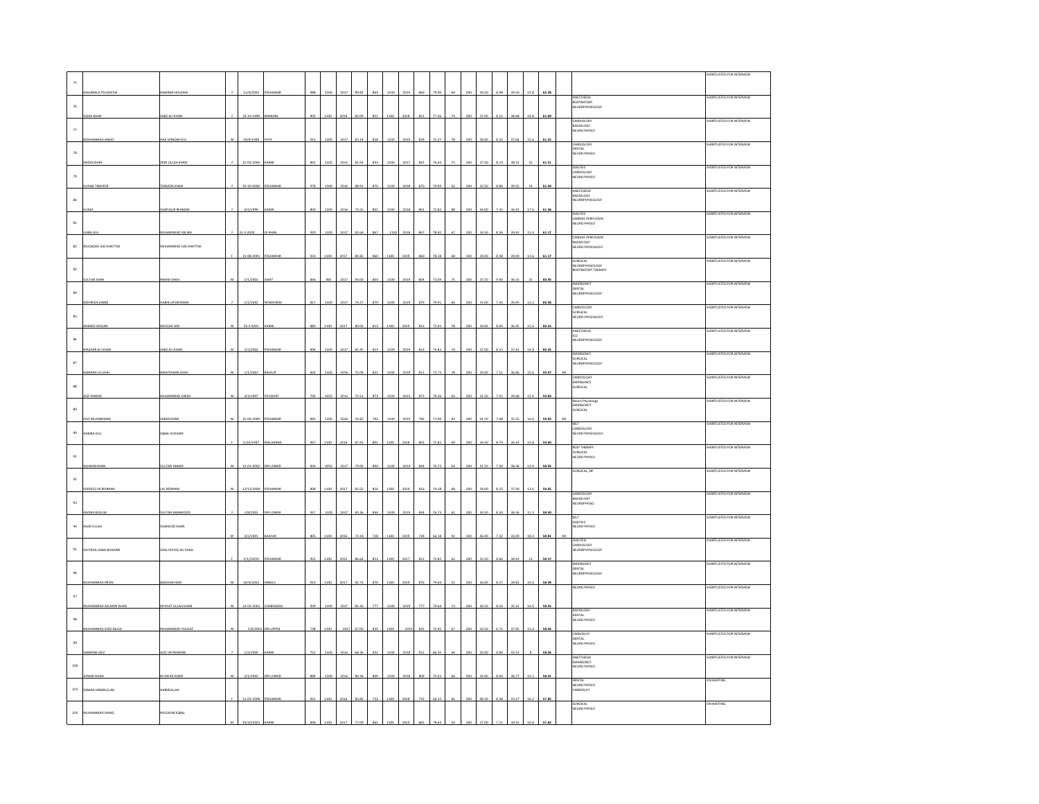| 75 | KASHMALA YOUSAFZAI | KAMRAN HUSSAIN | F | 11/4/2001 | PESHAWAR | 988 | 1100 | 2017 | 89.82 | 869 | 1100 | 2019 | 869 | 79.00 | 69 | 200 | 34.50 | 8.98 | 39.50 | 13.8 | 62.28 | | | SHORTLISTED FOR INTERVIEW |
|---|---|---|---|---|---|---|---|---|---|---|---|---|---|---|---|---|---|---|---|---|---|---|---|---|
| 76 | SADIA KHAN | SABZ ALI KHAN | F | 24-10-1999 | MARDAN | 903 | 1100 | 2016 | 82.09 | 851 | 1100 | 2018 | 851 | 77.36 | 74 | 200 | 37.00 | 8.21 | 38.68 | 14.8 | 61.69 | | ANESTHESIA RESPIRATORY NEUROPHYSIOLOGY | SHORTLISTED FOR INTERVIEW |
| 77 | MOHAMMAD ANEES | HAJI SPINZAR GUL | M | 10/9/1999 | FATA | 915 | 1100 | 2017 | 83.18 | 828 | 1100 | 2019 | 828 | 75.27 | 78 | 200 | 39.00 | 8.32 | 37.64 | 15.6 | 61.55 | | CARDIOLOGY RADIOLOGY NEURO PHYSIO | SHORTLISTED FOR INTERVIEW |
| 78 | NADIA KHAN | ZAIN ULLAH KHAN | F | 15-03-2000 | KARAK | 901 | 1100 | 2015 | 81.91 | 843 | 1100 | 2017 | 843 | 76.64 | 75 | 200 | 37.50 | 8.19 | 38.32 | 15 | 61.51 | | CARDIOLOGY DENTAL NEURO PHYSIO | SHORTLISTED FOR INTERVIEW |
| 79 | HUSNA TANVEER | TANVEER KHAN | F | 22-10-2000 | PESHAWAR | 978 | 1100 | 2016 | 88.91 | 870 | 1100 | 2018 | 870 | 79.09 | 65 | 200 | 32.50 | 8.89 | 39.55 | 13 | 61.44 | | DIALYSIS CARDIOLOGY NEURO PHYSIO | SHORTLISTED FOR INTERVIEW |
| 80 | HUMA | SHAFIQUR REHMAN | F | 9/6/1999 | KARAK | 809 | 1100 | 2016 | 73.55 | 801 | 1100 | 2018 | 801 | 72.82 | 88 | 200 | 44.00 | 7.35 | 36.41 | 17.6 | 61.36 | | ANESTHESIA RADIOLOGY NEUROPHYSIOLOGY | SHORTLISTED FOR INTERVIEW |
| 81 | LAIBA GUL | MUHAMMAD ASLAM | F | 31-3-2000 | DI KHAN | 920 | 1100 | 2017 | 83.64 | 867 | 1100 | 2019 | 867 | 78.82 | 67 | 200 | 33.50 | 8.36 | 39.41 | 13.4 | 61.17 | | DIALYSIS CARDIAC PERFUSION NEURO PHYSIO | SHORTLISTED FOR INTERVIEW |
| 82 | MUQADAS BAZ KHATTAK | MUHAMMAD BAZ KHATTAK | F | 21-08-2001 | PESHAWAR | 933 | 1100 | 2017 | 84.82 | 860 | 1100 | 2019 | 860 | 78.18 | 68 | 200 | 34.00 | 8.48 | 39.09 | 13.6 | 61.17 | | CARDIAC PERFUSION RADIOLOGY NEURO PHYSIOLOGY | SHORTLISTED FOR INTERVIEW |
| 83 | SULTAN SHAH | RAHIM SHAH | M | 2/1/2001 | SWAT | 846 | 900 | 2017 | 94.00 | 804 | 1100 | 2019 | 804 | 73.09 | 75 | 200 | 37.50 | 9.40 | 36.55 | 15 | 60.95 | | SURGICAL NEUROPHYSIOLOGY RESPIRATORY THERAPY | SHORTLISTED FOR INTERVIEW |
| 84 | MEHREEN HABIB | HABIB UR REHMAN | F | 1/1/2002 | NOWSHERA | 817 | 1100 | 2017 | 74.27 | 879 | 1100 | 2019 | 879 | 79.91 | 66 | 200 | 33.00 | 7.43 | 39.95 | 13.2 | 60.58 | | EMERGENCY DENTAL NEUROPHYSIOLOGY | SHORTLISTED FOR INTERVIEW |
| 85 | AHMAD HASSAN | MUSLIM JAN | M | 23-3-2001 | KARAK | 880 | 1100 | 2017 | 80.00 | 813 | 1100 | 2019 | 813 | 73.91 | 78 | 200 | 39.00 | 8.00 | 36.95 | 15.6 | 60.55 | | CARDIOLOGY SURGICAL NEURO PHYSIOLOGY | SHORTLISTED FOR INTERVIEW |
| 86 | MAZHAR ALI KHAN | SABZ ALI KHAN | M | 2/2/2002 | PESHAWAR | 896 | 1100 | 2017 | 81.45 | 823 | 1100 | 2019 | 823 | 74.82 | 74 | 200 | 37.00 | 8.15 | 37.41 | 14.8 | 60.35 | | ANESTHESIA ICU NEUROPHYSIOLOGY | SHORTLISTED FOR INTERVIEW |
| 87 | KAMRAN ULLAHH | BAKHTAWAR SHAH | M | 1/1/2001 | BAJAUR | 826 | 1100 | 2016 | 75.09 | 821 | 1100 | 2019 | 811 | 73.73 | 78 | 200 | 39.00 | 7.51 | 36.86 | 15.6 | 59.97 | MI | EMERGENCY SURGICAL NEUROPHYSIOLOGY | SHORTLISTED FOR INTERVIEW |
| 88 | ASIF NAWAZ | MUHAMMAD SAEED | M | 4/3/1997 | FR KOHAT | 793 | 1050 | 2013 | 75.52 | 873 | 1100 | 2015 | 873 | 79.36 | 63 | 200 | 31.50 | 7.55 | 39.68 | 12.6 | 59.83 | | CARDIOLOGY EMERGENCY SURGICAL | SHORTLISTED FOR INTERVIEW |
| 89 | FAIZ MUHAMMAD | SABER KHAN | M | 25-06-2000 | PESHAWAR | 845 | 1100 | 2016 | 76.82 | 782 | 1100 | 2019 | 782 | 71.09 | 83 | 200 | 41.50 | 7.68 | 35.55 | 16.6 | 59.83 | MI | Neuro Physiology EMERGENCY SURGICAL | SHORTLISTED FOR INTERVIEW |
| 90 | HABIBA GUL | IQBAL HUSSAIN | F | 5/10/1997 | MALAKAND | 967 | 1100 | 2016 | 87.91 | 801 | 1100 | 2018 | 801 | 72.82 | 69 | 200 | 34.50 | 8.79 | 36.41 | 13.8 | 59.00 | | MLT CARDIOLOGY NEURO PHYSIOLOGY | SHORTLISTED FOR INTERVIEW |
| 91 | SALMAN KHAN | SULTAN HAMID | M | 15-01-2002 | DIR LOWER | 839 | 1050 | 2017 | 79.90 | 844 | 1100 | 2019 | 844 | 76.73 | 63 | 200 | 31.50 | 7.99 | 38.36 | 12.6 | 58.95 | | RESP THERAPY SURGICAL NEURO PHYSIO | SHORTLISTED FOR INTERVIEW |
| 92 | SADEEQ UR REHMAN | LAL REHMAN | M | 12/12/2000 | PESHAWAR | 908 | 1100 | 2017 | 82.55 | 816 | 1100 | 2019 | 816 | 74.18 | 68 | 200 | 34.00 | 8.25 | 37.09 | 13.6 | 58.95 | | SURGICAL, NP | SHORTLISTED FOR INTERVIEW |
| 93 | JAVIRIA BEGUM | SULTAN MAHMOOD | F | 1/8/2001 | DIR LOWER | 917 | 1100 | 2017 | 83.36 | 844 | 1100 | 2019 | 844 | 76.73 | 61 | 200 | 30.50 | 8.34 | 38.36 | 12.2 | 58.90 | | CARDIOLOGY RADIOLOGY NEUROPHYSIO | SHORTLISTED FOR INTERVIEW |
| 94 | ASAD ULLAH | SHAHOOD KHAN | M | 3/2/2001 | BAJOUR | 805 | 1100 | 2016 | 73.18 | 728 | 1100 | 2019 | 728 | 66.18 | 92 | 200 | 46.00 | 7.32 | 33.09 | 18.4 | 58.81 | MI | MLT DIALYSIS NEURO PHYSIO | SHORTLISTED FOR INTERVIEW |
| 95 | SAYYEDA LAIBA BUKHARI | SAID FAYYAZ ALI SHAH | F | 5/1/2000 | PESHAWAR | 953 | 1100 | 2015 | 86.64 | 812 | 1100 | 2017 | 812 | 73.82 | 65 | 200 | 32.50 | 8.66 | 36.91 | 13 | 58.57 | | DIALYSIS CARDIOLOGY NEUROPHYSIOLOGY | SHORTLISTED FOR INTERVIEW |
| 96 | MUHAMMAD IRFAN | BADSHAH MIR | M | 10/4/2002 | HANGU | 910 | 1100 | 2017 | 82.73 | 876 | 1100 | 2019 | 876 | 79.64 | 52 | 200 | 26.00 | 8.27 | 39.82 | 10.4 | 58.49 | | EMERGENCY DENTAL NEUROPHYSIOLOGY | SHORTLISTED FOR INTERVIEW |
| 97 | MUHAMMAD SALMAN KHAN | KIFAYAT ULLAH KHAN | M | 22-02-2002 | CHARSADDA | 939 | 1100 | 2017 | 85.36 | 777 | 1100 | 2019 | 777 | 70.64 | 73 | 200 | 36.50 | 8.54 | 35.32 | 14.6 | 58.45 | | NEURO PHYSIO | SHORTLISTED FOR INTERVIEW |
| 98 | MUHAMMAD SYED MUSA | MUHAMMAD YOUSAF | M | 5/8/2001 | DIR UPPER | 738 | 1100 | 2017 | 67.09 | 835 | 1100 | 2019 | 835 | 75.91 | 67 | 200 | 33.50 | 6.71 | 37.95 | 13.4 | 58.06 | | RADIOLOGY DENTAL NEURO PHYSIO | SHORTLISTED FOR INTERVIEW |
| 99 | SAMRINA AZIZ | AZIZ UR REHMAN | F | 1/2/2000 | KARAK | 752 | 1100 | 2016 | 68.36 | 951 | 1100 | 2018 | 951 | 86.45 | 40 | 200 | 20.00 | 6.84 | 43.23 | 8 | 58.06 | | CARDIOLGY DENTAL NEURO PHYSIO | SHORTLISTED FOR INTERVIEW |
| 100 | JUNAID KHAN | M ZAFAR KHAN | M | 2/1/2002 | DIR LOWER | 884 | 1100 | 2016 | 80.36 | 809 | 1100 | 2018 | 809 | 73.55 | 66 | 200 | 33.00 | 8.04 | 36.77 | 13.2 | 58.01 | | ANESTHESIA EMERGENCY NEURO PHYSIO | SHORTLISTED FOR INTERVIEW |
| 101 | SAMAN HABIBULLAH | HABIBULLAH | F | 13-03-1998 | PESHAWAR | 922 | 1100 | 2016 | 83.82 | 732 | 1100 | 2018 | 732 | 66.55 | 81 | 200 | 40.50 | 8.38 | 33.27 | 16.2 | 57.85 | | DENTAL NEURO PHYSIO CARDIOLGY | ON WAITING |
| 102 | MUHAMMAD ISHAQ | MUZAFAR IQBAL | M | 10/10/2001 | KARAK | 848 | 1100 | 2017 | 77.09 | 865 | 1100 | 2019 | 865 | 78.64 | 54 | 200 | 27.00 | 7.71 | 39.32 | 10.8 | 57.83 | | SURGICAL NEURO PHYSIO | ON WAITING |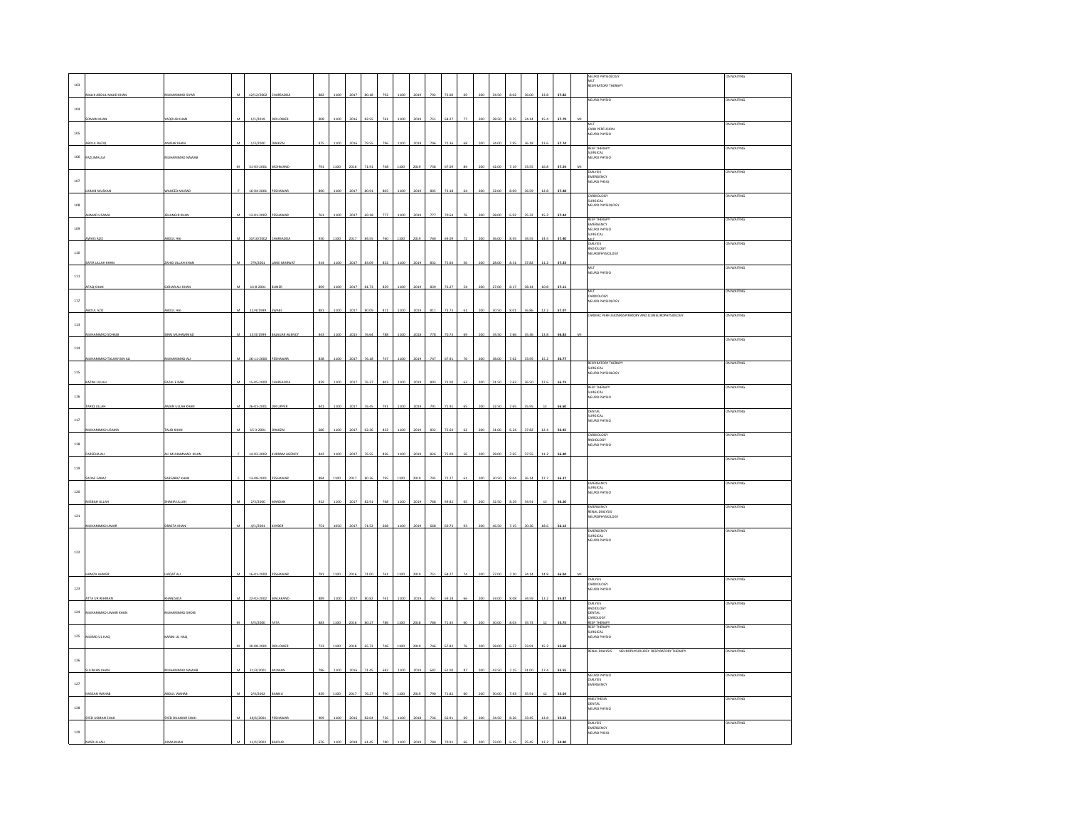| | | | | | | | | | | | | | | | | | | | | | | | |
|---|---|---|---|---|---|---|---|---|---|---|---|---|---|---|---|---|---|---|---|---|---|---|---|
| 103 | MALIK ABDUL MAJID KHAN | MUHAMMAD SIYAR | M | 12/12/2002 | CHARSADDA | 882 | 1100 | 2017 | 80.18 | 792 | 1100 | 2019 | 72.00 | 69 | 200 | 34.50 | 8.02 | 36.00 | 13.8 | 57.82 | | NEURO PHYSIOLOGY<br>MLT<br>RESPIRATORY THERAPY | ON WAITING |
| 104 | SOMAN KHAN | YAQOUB KHAN | M | 1/1/2019 | DIR LOWER | 908 | 1100 | 2016 | 82.55 | 751 | 1100 | 2019 | 68.27 | 77 | 200 | 38.50 | 8.25 | 34.14 | 15.4 | 57.79 | MI | NEURO PHYSIO | ON WAITING |
| 105 | ABDUL RAZIQ | ANWAR KHAN | M | 1/3/2000 | ORAKZAI | 875 | 1100 | 2016 | 79.55 | 796 | 1100 | 2018 | 72.36 | 68 | 200 | 34.00 | 7.95 | 36.18 | 13.6 | 57.74 | | MLT<br>CARDI PERFUSION<br>NEURO PHYSIO | ON WAITING |
| 106 | FAZLIMAULA | MUHAMMAD NAWAB | M | 31-03-2001 | MOHMAND | 791 | 1100 | 2016 | 71.91 | 738 | 1100 | 2019 | 67.09 | 84 | 200 | 42.00 | 7.19 | 33.55 | 16.8 | 57.54 | MI | RESP THERAPY<br>SURGICAL<br>NEURO PHYSIO | ON WAITING |
| 107 | LARAIB MUSKAN | WAHEED MURAD | F | 16-04-2001 | PESHAWAR | 890 | 1100 | 2017 | 80.91 | 805 | 1100 | 2019 | 73.18 | 64 | 200 | 32.00 | 8.09 | 36.59 | 12.8 | 57.48 | | DIALYSIS<br>EMERGENCY<br>NEURO PHSIO | ON WAITING |
| 108 | AHMAD USAMA | JEHANGIR KHAN | M | 13-01-2002 | PESHAWAR | 761 | 1100 | 2017 | 69.18 | 777 | 1100 | 2019 | 70.64 | 76 | 200 | 38.00 | 6.92 | 35.32 | 15.2 | 57.44 | | CARDIOLOGY<br>SURGICAL<br>NEURO PHYSIOLOGY | ON WAITING |
| 109 | AWAIS AZIZ | ABDUL HAI | M | 10/10/2002 | CHARSADDA | 930 | 1100 | 2017 | 84.55 | 760 | 1100 | 2019 | 69.09 | 72 | 200 | 36.00 | 8.45 | 34.55 | 14.4 | 57.40 | | RESP THERAPY<br>EMERGENCY<br>NEURO PHYSIO<br>SURGICAL | ON WAITING |
| 110 | SAFIR ULLAH KHAN | ZAHID ULLAH KHAN | M | 7/9/2001 | LAKKI MARWAT | 914 | 1100 | 2017 | 83.09 | 832 | 1100 | 2019 | 75.64 | 56 | 200 | 28.00 | 8.31 | 37.82 | 11.2 | 57.33 | | MLT<br>DIALYSIS<br>RADIOLOGY<br>NEUROPHYSIOLOGY | ON WAITING |
| 111 | AFAQ KHAN | GOHAR ALI KHAN | M | 14-8-2001 | BUNER | 899 | 1100 | 2017 | 81.73 | 839 | 1100 | 2019 | 76.27 | 54 | 200 | 27.00 | 8.17 | 38.14 | 10.8 | 57.11 | | MLT<br>NEURO PHYSIO | ON WAITING |
| 112 | ABDUL AZIZ | ABDUL HAI | M | 12/4/1999 | SWABI | 881 | 1100 | 2017 | 80.09 | 811 | 1100 | 2019 | 73.73 | 61 | 200 | 30.50 | 8.01 | 36.86 | 12.2 | 57.07 | | MLT<br>CARDIOLOGY<br>NEURO PHYSIOLOGY | ON WAITING |
| 113 | MUHAMMAD SOHAIB | SIRAJ MUHAMMAD | M | 15/3/1999 | BAJAUR AGENCY | 843 | 1100 | 2015 | 76.64 | 778 | 1100 | 2018 | 70.73 | 69 | 200 | 34.50 | 7.66 | 35.36 | 13.8 | 56.83 | MI | CARDIAC PERFUSION/RESPIRATORY AND ICU/NEUROPHYSIOLOGY | ON WAITING |
| 114 | MUHAMMAD TALAAY BIN ALI | MUHAMMAD ALI | M | 26-11-2000 | PESHAWAR | 838 | 1100 | 2017 | 76.18 | 747 | 1100 | 2019 | 67.91 | 76 | 200 | 38.00 | 7.62 | 33.95 | 15.2 | 56.77 | | | ON WAITING |
| 115 | KAZIM ULLAH | FAZAL E RABI | M | 15-05-2000 | CHARSADDA | 839 | 1100 | 2017 | 76.27 | 803 | 1100 | 2019 | 73.00 | 63 | 200 | 31.50 | 7.63 | 36.50 | 12.6 | 56.73 | | RESPIRATORY THERAPY<br>SURGICAL<br>NEURO PHYSIOLOGY | ON WAITING |
| 116 | TARIQ ULLAH | AMAN ULLAH KHAN | M | 26-01-2001 | DIR UPPER | 841 | 1100 | 2017 | 76.45 | 791 | 1100 | 2019 | 71.91 | 65 | 200 | 32.50 | 7.65 | 35.95 | 13 | 56.60 | | RESP THERAPY<br>SURGICAL<br>NEURO PHYSIO | ON WAITING |
| 117 | MUHAMMAD USAMA | TALIB KHAN | M | 15-3-2001 | ORAKZAI | 686 | 1100 | 2017 | 62.36 | 832 | 1100 | 2019 | 75.64 | 62 | 200 | 31.00 | 6.24 | 37.82 | 12.4 | 56.45 | | DENTAL<br>SURGICAL<br>NEURO PHYSIO | ON WAITING |
| 118 | FAREEHA ALI | ALI MUHAMMAD KHAN | F | 14-03-2002 | KURRAM AGENCY | 842 | 1100 | 2017 | 76.55 | 826 | 1100 | 2019 | 75.09 | 56 | 200 | 28.00 | 7.65 | 37.55 | 11.2 | 56.40 | | CARDIOLOGY<br>RADIOLOGY<br>NEURO PHYSIO | ON WAITING |
| 119 | SADAF FARAZ | SARFARAZ KHAN | F | 13-08-2001 | PESHAWAR | 884 | 1100 | 2017 | 80.36 | 795 | 1100 | 2019 | 72.27 | 61 | 200 | 30.50 | 8.04 | 36.14 | 12.2 | 56.37 | | | ON WAITING |
| 120 | MISBAH ULLAH | SHAKIR ULLAH | M | 2/3/2000 | MARDAN | 912 | 1100 | 2017 | 82.91 | 768 | 1100 | 2019 | 69.82 | 65 | 200 | 32.50 | 8.29 | 34.91 | 13 | 56.20 | | EMERGENCY<br>SURGICAL<br>NEURO PHYSIO | ON WAITING |
| 121 | MUHAMMAD UMAR | DRASTA KHAN | M | 4/1/2001 | KHYBER | 751 | 1050 | 2017 | 71.52 | 668 | 1100 | 2019 | 60.73 | 93 | 200 | 46.50 | 7.15 | 30.36 | 18.6 | 56.12 | | EMERGENCY<br>RENAL DIALYSIS<br>NEUROPHYSIOLOGY | ON WAITING |
| 122 | HAMZA AHMER | LIAQAT ALI | M | 16-01-2000 | PESHAWAR | 781 | 1100 | 2016 | 71.00 | 751 | 1100 | 2019 | 68.27 | 74 | 200 | 37.00 | 7.10 | 34.14 | 14.8 | 56.04 | MI | EMERGENCY<br>SURGICAL<br>NEURO PHYSIO | ON WAITING |
| 123 | ATTA UR REHMAN | KHANZADA | M | 22-02-2002 | MALAKAND | 889 | 1100 | 2017 | 80.82 | 761 | 1100 | 2019 | 69.18 | 66 | 200 | 33.00 | 8.08 | 34.59 | 13.2 | 55.87 | | DIALYSIS<br>CARDIOLOGY<br>NEURO PHYSIO | ON WAITING |
| 124 | MUHAMMAD UMAIR KHAN | MUHAMMAD SHOAIB | M | 5/5/2000 | FATA | 883 | 1100 | 2016 | 80.27 | 786 | 1100 | 2018 | 71.45 | 60 | 200 | 30.00 | 8.03 | 35.73 | 12 | 55.75 | | DIALYSIS<br>RADIOLOGY<br>DENTAL<br>CARDIOLOGY | ON WAITING |
| 125 | MURAD UL HAQ | KARIM UL HAQ | M | 20-08-2001 | DIR LOWER | 723 | 1100 | 2018 | 65.73 | 746 | 1100 | 2019 | 67.82 | 76 | 200 | 38.00 | 6.57 | 33.91 | 15.2 | 55.68 | | RESP THERAPY<br>SURGICAL<br>NEURO PHYSIO | ON WAITING |
| 126 | SULIMAN KHAN | MUHAMMAD NAWAB | M | 31/3/2001 | MOHMAND | 786 | 1100 | 2016 | 71.45 | 682 | 1100 | 2019 | 62.00 | 87 | 200 | 43.50 | 7.15 | 31.00 | 17.4 | 55.55 | | RENAL DIALYSIS NEUROPHYSIOLOGY RESPIRATORY THERAPY | ON WAITING |
| 127 | HASSAN WAHAB | ABDUL WAHAB | M | 2/4/2002 | BANNU | 839 | 1100 | 2017 | 76.27 | 790 | 1100 | 2019 | 71.82 | 60 | 200 | 30.00 | 7.63 | 35.91 | 12 | 55.54 | | NEURO PHYSIO<br>DIALYSIS<br>EMERGENCY | ON WAITING |
| 128 | SYED USMAN SHAH | SYED DILAWAR SHAH | M | 10/1/2001 | PESHAWAR | 909 | 1100 | 2016 | 82.64 | 736 | 1100 | 2018 | 66.91 | 69 | 200 | 34.50 | 8.26 | 33.45 | 13.8 | 55.52 | | ANESTHESIA<br>DENTAL<br>NEURO PHYSIO | ON WAITING |
| 129 | NASIR ULLAH | JUMA KHAN | M | 12/5/2002 | BAJOUR | 676 | 1100 | 2018 | 61.45 | 780 | 1100 | 2019 | 70.91 | 66 | 200 | 33.00 | 6.15 | 35.45 | 13.2 | 54.80 | | DIALYSIS<br>EMERGENCY<br>NEURO PHSIO | ON WAITING |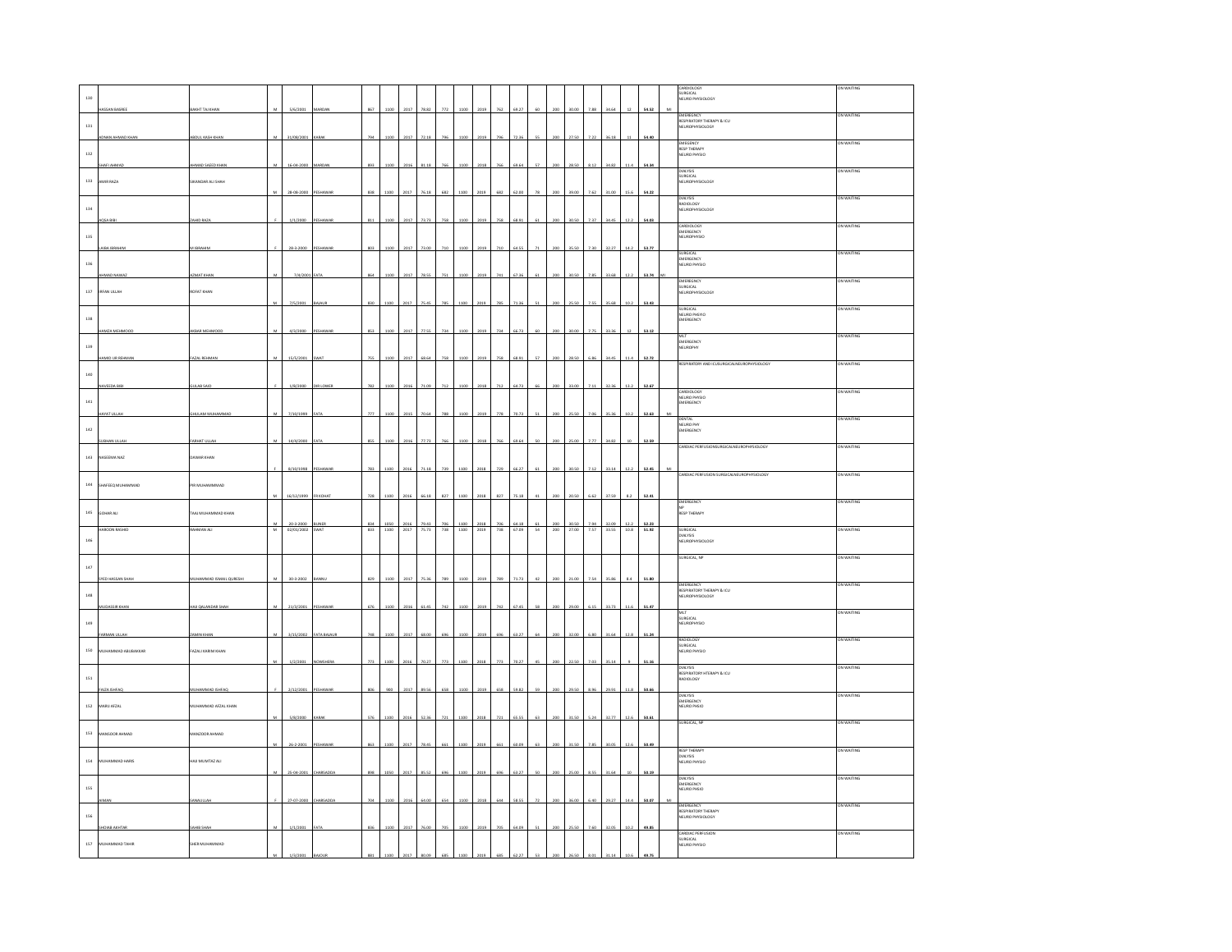| 130 | HASSAN BASREE | BAKHT TAJ KHAN | M | 5/6/2001 | MARDAN | 867 | 1100 | 2017 | 78.82 | 772 | 1100 | 2019 | 762 | 69.27 | 60 | 200 | 30.00 | 7.88 | 34.64 | 12 | 54.52 | MI | CARDIOLOGY SURGICAL NEURO PHYSIOLOGY | ON WAITING |
|---|---|---|---|---|---|---|---|---|---|---|---|---|---|---|---|---|---|---|---|---|---|---|---|---|
| 131 | ADNAN AHMAD KHAN | ABDUL KASH KHAN | M | 31/08/2001 | KARAK | 794 | 1100 | 2017 | 72.18 | 796 | 1100 | 2019 | 796 | 72.36 | 55 | 200 | 27.50 | 7.22 | 36.18 | 11 | 54.40 | | EMERGENCY RESPIRATORY THERAPY & ICU NEUROPHYSIOLOGY | ON WAITING |
| 132 | SHAFI AHMAD | AHMAD SAEED KHAN | M | 16-04-2000 | MARDAN | 893 | 1100 | 2016 | 81.18 | 766 | 1100 | 2018 | 766 | 69.64 | 57 | 200 | 28.50 | 8.12 | 34.82 | 11.4 | 54.34 | | EMERGENCY RESP THERAPY NEURO PHYSIO | ON WAITING |
| 133 | AMIR RAZA | SIKANDAR ALI SHAH | M | 28-08-2000 | PESHAWAR | 838 | 1100 | 2017 | 76.18 | 682 | 1100 | 2019 | 682 | 62.00 | 78 | 200 | 39.00 | 7.62 | 31.00 | 15.6 | 54.22 | | DIALYSIS SURGICAL NEUROPHYSIOLOGY | ON WAITING |
| 134 | AQSA BIBI | ZAHID RAZA | F | 1/1/2000 | PESHAWAR | 811 | 1100 | 2017 | 73.73 | 758 | 1100 | 2019 | 758 | 68.91 | 61 | 200 | 30.50 | 7.37 | 34.45 | 12.2 | 54.03 | | DIALYSIS RADIOLOGY NEUROPHYSIOLOGY | ON WAITING |
| 135 | LAIBA IBRAHIM | M IBRAHIM | F | 28-3-2000 | PESHAWAR | 803 | 1100 | 2017 | 73.00 | 710 | 1100 | 2019 | 710 | 64.55 | 71 | 200 | 35.50 | 7.30 | 32.27 | 14.2 | 53.77 | | CARDIOLOGY EMERGENCY NEUROPHYSIO | ON WAITING |
| 136 | AHMAD NAWAZ | AZMAT KHAN | M | 7/8/2001 | FATA | 864 | 1100 | 2017 | 78.55 | 741 | 1100 | 2019 | 741 | 67.36 | 61 | 200 | 30.50 | 7.85 | 33.68 | 12.2 | 53.74 | MI | SURGICAL EMERGENCY NEURO PHYSIO | ON WAITING |
| 137 | IRFAN ULLAH | ROFAT KHAN | M | 7/5/2001 | BAJAUR | 830 | 1100 | 2017 | 75.45 | 785 | 1100 | 2019 | 785 | 71.36 | 51 | 200 | 25.50 | 7.55 | 35.68 | 10.2 | 53.43 | | EMERGENCY SURGICAL NEUROPHYSIOLOGY | ON WAITING |
| 138 | HAMZA MEHMOOD | AKBAR MEHMOOD | M | 4/3/2000 | PESHAWAR | 853 | 1100 | 2017 | 77.55 | 734 | 1100 | 2019 | 734 | 66.73 | 60 | 200 | 30.00 | 7.75 | 33.36 | 12 | 53.12 | | SURGICAL NEURO PHSYIO EMERGENCY | ON WAITING |
| 139 | HAMID UR REHMAN | FAZAL REHMAN | M | 15/5/2001 | SWAT | 755 | 1100 | 2017 | 68.64 | 758 | 1100 | 2019 | 758 | 68.91 | 57 | 200 | 28.50 | 6.86 | 34.45 | 11.4 | 52.72 | | MLT EMERGENCY NEUROPHY | ON WAITING |
| 140 | NAVEEDA BIBI | GULAB SAID | F | 1/8/2000 | DIR LOWER | 782 | 1100 | 2016 | 71.09 | 712 | 1100 | 2018 | 712 | 64.73 | 66 | 200 | 33.00 | 7.11 | 32.36 | 13.2 | 52.67 | | RESPIRATORY AND ICUSURGICALNEUROPHYSIOLOGY | ON WAITING |
| 141 | HAYAT ULLAH | GHULAM MUHAMMAD | M | 7/10/1999 | FATA | 777 | 1100 | 2015 | 70.64 | 788 | 1100 | 2019 | 778 | 70.73 | 51 | 200 | 25.50 | 7.06 | 35.36 | 10.2 | 52.63 | MI | CARDIOLOGY NEURO PHYSIO EMERGENCY | ON WAITING |
| 142 | SUBHAN ULLAH | FARHAT ULLAH | M | 14/4/2000 | FATA | 855 | 1100 | 2016 | 77.73 | 766 | 1100 | 2018 | 766 | 69.64 | 50 | 200 | 25.00 | 7.77 | 34.82 | 10 | 52.59 | | DENTAL NEURO PHY EMERGENCY | ON WAITING |
| 143 | NASEEMA NAZ | DAWAR KHAN | F | 8/10/1998 | PESHAWAR | 783 | 1100 | 2016 | 71.18 | 729 | 1100 | 2018 | 729 | 66.27 | 61 | 200 | 30.50 | 7.12 | 33.14 | 12.2 | 52.45 | MI | CARDIAC PERFUSIONSURGICALNEUROPHYSIOLOGY | ON WAITING |
| 144 | SHAFEEQ MUHAMMAD | PIR MUHAMMMAD | M | 16/12/1999 | FR KOHAT | 728 | 1100 | 2016 | 66.18 | 827 | 1100 | 2018 | 827 | 75.18 | 41 | 200 | 20.50 | 6.62 | 37.59 | 8.2 | 52.41 | | CARDIAC PERFUSION SURGICALNEUROPHYSIOLOGY | ON WAITING |
| 145 | GOHAR ALI | TAAJ MUHAMMAD KHAN | M | 20-3-2000 | BUNER | 834 | 1050 | 2016 | 79.43 | 706 | 1100 | 2018 | 706 | 64.18 | 61 | 200 | 30.50 | 7.94 | 32.09 | 12.2 | 52.23 | | EMERGENCY NP RESP THERAPY | ON WAITING |
| 146 | HAROON RASHID | RAHMAN ALI | M | 02/01/2002 | SWAT | 833 | 1100 | 2017 | 75.73 | 738 | 1100 | 2019 | 738 | 67.09 | 54 | 200 | 27.00 | 7.57 | 33.55 | 10.8 | 51.92 | | SURGICAL DIALYSIS NEUROPHYSIOLOGY | ON WAITING |
| 147 | SYED HASSAN SHAH | MUHAMMAD ISMAIL QURESHI | M | 30-3-2002 | BANNU | 829 | 1100 | 2017 | 75.36 | 789 | 1100 | 2019 | 789 | 71.73 | 42 | 200 | 21.00 | 7.54 | 35.86 | 8.4 | 51.80 | | SURGICAL, NP | ON WAITING |
| 148 | MUDASSIR KHAN | HAJI QALANDAR SHAH | M | 21/3/2001 | PESHAWAR | 676 | 1100 | 2016 | 61.45 | 742 | 1100 | 2019 | 742 | 67.45 | 58 | 200 | 29.00 | 6.15 | 33.73 | 11.6 | 51.47 | | EMERGENCY RESPIRATORY THERAPY & ICU NEUROPHYSIOLOGY | ON WAITING |
| 149 | FARMAN ULLAH | ZAMIN KHAN | M | 3/15/2002 | FATA BAJAUR | 748 | 1100 | 2017 | 68.00 | 696 | 1100 | 2019 | 696 | 63.27 | 64 | 200 | 32.00 | 6.80 | 31.64 | 12.8 | 51.24 | | MLT SURGICAL NEUROPHYSIO | ON WAITING |
| 150 | MUHAMMAD ABUBAKKAR | FAZALI KARIM KHAN | M | 1/2/2001 | NOWSHERA | 773 | 1100 | 2016 | 70.27 | 773 | 1100 | 2018 | 773 | 70.27 | 45 | 200 | 22.50 | 7.03 | 35.14 | 9 | 51.16 | | RADIOLOGY SURGICAL NEURO PHYSIO | ON WAITING |
| 151 | FAIZA ISHFAQ | MUHAMMAD ISHFAQ | F | 2/12/2001 | PESHAWAR | 806 | 900 | 2017 | 89.56 | 658 | 1100 | 2019 | 658 | 59.82 | 59 | 200 | 29.50 | 8.96 | 29.91 | 11.8 | 50.66 | | DIALYSIS RESPIRATORY HTERAPY & ICU RADIOLOGY | ON WAITING |
| 152 | MARU AFZAL | MUHAMMAD AFZAL KHAN | M | 5/8/2000 | KARAK | 576 | 1100 | 2016 | 52.36 | 721 | 1100 | 2018 | 721 | 65.55 | 63 | 200 | 31.50 | 5.24 | 32.77 | 12.6 | 50.61 | | DIALYSIS EMERGENCY NEURO PHSIO | ON WAITING |
| 153 | MANSOOR AHMAD | MANZOOR AHMAD | M | 26-2-2001 | PESHAWAR | 863 | 1100 | 2017 | 78.45 | 661 | 1100 | 2019 | 661 | 60.09 | 63 | 200 | 31.50 | 7.85 | 30.05 | 12.6 | 50.49 | | SURGICAL, NP | ON WAITING |
| 154 | MUHAMMAD HARIS | HAJI MUMTAZ ALI | M | 25-04-2001 | CHARSADDA | 898 | 1050 | 2017 | 85.52 | 696 | 1100 | 2019 | 696 | 63.27 | 50 | 200 | 25.00 | 8.55 | 31.64 | 10 | 50.19 | | RESP THERAPY DIALYSIS NEURO PHYSIO | ON WAITING |
| 155 | AIMAN | SANAULLAH | F | 27-07-2000 | CHARSADDA | 704 | 1100 | 2016 | 64.00 | 654 | 1100 | 2018 | 644 | 58.55 | 72 | 200 | 36.00 | 6.40 | 29.27 | 14.4 | 50.07 | MI | DIALYSIS EMERGENCY NEURO PHSIO | ON WAITING |
| 156 | SHOAIB AKHTAR | SAHIB SHAH | M | 1/1/2001 | FATA | 836 | 1100 | 2017 | 76.00 | 705 | 1100 | 2019 | 705 | 64.09 | 51 | 200 | 25.50 | 7.60 | 32.05 | 10.2 | 49.85 | | EMERGENCY RESPIRATORY THERAPY NEURO PHYSIOLOGY | ON WAITING |
| 157 | MUHAMMAD TAHIR | SHER MUHAMMAD | M | 1/3/2001 | BAJOUR | 881 | 1100 | 2017 | 80.09 | 685 | 1100 | 2019 | 685 | 62.27 | 53 | 200 | 26.50 | 8.01 | 31.14 | 10.6 | 49.75 | | CARDIAC PERFUSION SURGICAL NEURO PHYSIO | ON WAITING |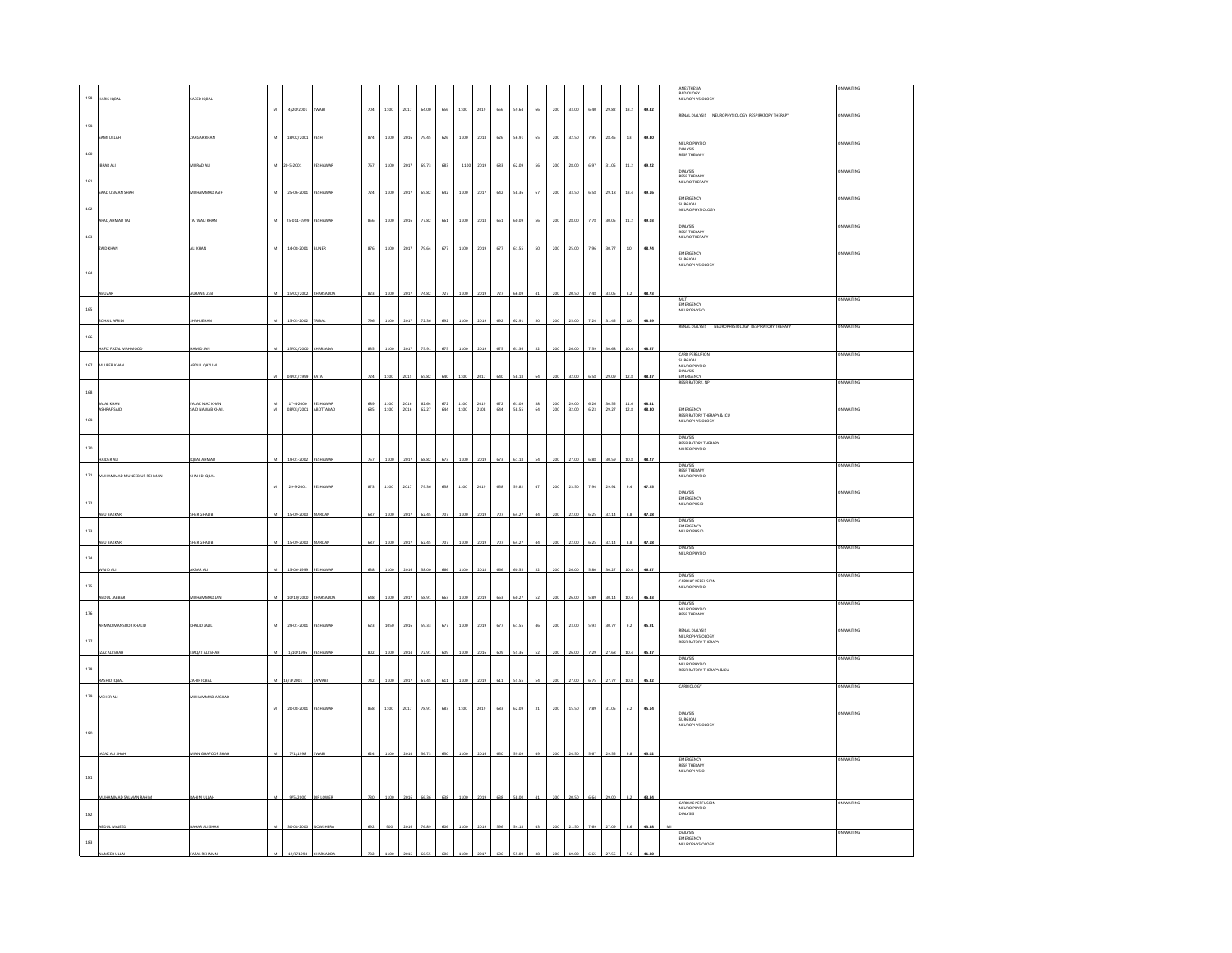| | | | | | | | | | | | | | | | | | | | | | | | | | | |
|---|---|---|---|---|---|---|---|---|---|---|---|---|---|---|---|---|---|---|---|---|---|---|---|---|---|---|
| 158 | HARIS IQBAL | SAEED IQBAL | M | 4/20/2001 | SWABI | 704 | 1100 | 2017 | 64.00 | 656 | 1100 | 2019 | 656 | 59.64 | 66 | 200 | 33.00 | 6.40 | 29.82 | 13.2 | 49.42 | | ANESTHESIA RADIOLOGY NEUROPHYSIOLOGY | ON WAITING |
| 159 | SAMI ULLAH | ZARDAR KHAN | M | 18/02/2001 | PESH | 874 | 1100 | 2016 | 79.45 | 626 | 1100 | 2018 | 626 | 56.91 | 65 | 200 | 32.50 | 7.95 | 28.45 | 13 | 49.40 | | RENAL DIALYSIS NEUROPHYSIOLOGY RESPIRATORY THERAPY | ON WAITING |
| 160 | IBRAR ALI | MURAD ALI | M | 20-5-2001 | PESHAWAR | 767 | 1100 | 2017 | 69.73 | 683 | 1100 | 2019 | 683 | 62.09 | 56 | 200 | 28.00 | 6.97 | 31.05 | 11.2 | 49.22 | | NEURO PHYSIO DIALYSIS RESP THERAPY | ON WAITING |
| 161 | SAAD USMAN SHAH | MUHAMMAD ASIF | M | 25-06-2001 | PESHAWAR | 724 | 1100 | 2017 | 65.82 | 642 | 1100 | 2017 | 642 | 58.36 | 67 | 200 | 33.50 | 6.58 | 29.18 | 13.4 | 49.16 | | DIALYSIS RESP THERAPY NEURO THERAPY | ON WAITING |
| 162 | AFAQ AHMAD TAJ | TAJ WALI KHAN | M | 25-011-1999 | PESHAWAR | 856 | 1100 | 2016 | 77.82 | 661 | 1100 | 2018 | 661 | 60.09 | 56 | 200 | 28.00 | 7.78 | 30.05 | 11.2 | 49.03 | | EMERGENCY SURGICAL NEURO PHYSIOLOGY | ON WAITING |
| 163 | ZAID KHAN | ALI KHAN | M | 14-08-2001 | BUNER | 876 | 1100 | 2017 | 79.64 | 677 | 1100 | 2019 | 677 | 61.55 | 50 | 200 | 25.00 | 7.96 | 30.77 | 10 | 48.74 | | DIALYSIS RESP THERAPY NEURO THERAPY | ON WAITING |
| 164 | ABUZAR | AURANG ZEB | M | 15/02/2002 | CHARSADDA | 823 | 1100 | 2017 | 74.82 | 727 | 1100 | 2019 | 727 | 66.09 | 41 | 200 | 20.50 | 7.48 | 33.05 | 8.2 | 48.73 | | EMERGENCY SURGICAL NEUROPHYSIOLOGY | ON WAITING |
| 165 | SOHAIL AFRIDI | SHAH JEHAN | M | 15-03-2002 | TRIBAL | 796 | 1100 | 2017 | 72.36 | 692 | 1100 | 2019 | 692 | 62.91 | 50 | 200 | 25.00 | 7.24 | 31.45 | 10 | 48.69 | | MLT EMERGENCY NEUROPHYSIO | ON WAITING |
| 166 | HAFIZ FAZAL MAHMOOD | HAMID JAN | M | 15/02/2000 | CHARSADA | 835 | 1100 | 2017 | 75.91 | 675 | 1100 | 2019 | 675 | 61.36 | 52 | 200 | 26.00 | 7.59 | 30.68 | 10.4 | 48.67 | | RENAL DIALYSIS NEUROPHYSIOLOGY RESPIRATORY THERAPY | ON WAITING |
| 167 | MUJEEB KHAN | ABDUL QAYUM | M | 04/01/1999 | FATA | 724 | 1100 | 2015 | 65.82 | 640 | 1100 | 2017 | 640 | 58.18 | 64 | 200 | 32.00 | 6.58 | 29.09 | 12.8 | 48.47 | | CARD PERFUSION SURGICAL NEURO PHYSIO DIALYSIS EMERGENCY | ON WAITING |
| 168 | JALAL KHAN | FALAK NIAZ KHAN | M | 17-4-2000 | PESHAWAR | 689 | 1100 | 2016 | 62.64 | 672 | 1100 | 2019 | 672 | 61.09 | 58 | 200 | 29.00 | 6.26 | 30.55 | 11.6 | 48.41 | | RESPIRATORY, NP | ON WAITING |
| 169 | ASHRAF SAJID | SAID NAWAB KHAN | M | 08/03/2001 | ABOTTABAD | 685 | 1100 | 2016 | 62.27 | 644 | 1100 | 2108 | 644 | 58.55 | 64 | 200 | 32.00 | 6.23 | 29.27 | 12.8 | 48.30 | | EMERGENCY RESPIRATORY THERAPY & ICU NEUROPHYSIOLOGY | ON WAITING |
| 170 | HAIDER ALI | IQBAL AHMAD | M | 19-01-2002 | PESHAWAR | 757 | 1100 | 2017 | 68.82 | 673 | 1100 | 2019 | 673 | 61.18 | 54 | 200 | 27.00 | 6.88 | 30.59 | 10.8 | 48.27 | | DIALYSIS RESPIRATORY THERAPY NUREO PHYSIO | ON WAITING |
| 171 | MUHAMMAD MUNEEB UR REHMAN | SHAHID IQBAL | M | 29-9-2001 | PESHAWAR | 873 | 1100 | 2017 | 79.36 | 658 | 1100 | 2019 | 658 | 59.82 | 47 | 200 | 23.50 | 7.94 | 29.91 | 9.4 | 47.25 | | DIALYSIS RESP THERAPY NEURO PHYSIO | ON WAITING |
| 172 | ABU BAKKAR | SHER GHALIB | M | 15-09-2000 | MARDAN | 687 | 1100 | 2017 | 62.45 | 707 | 1100 | 2019 | 707 | 64.27 | 44 | 200 | 22.00 | 6.25 | 32.14 | 8.8 | 47.18 | | DIALYSIS EMERGENCY NEURO PHSIO | ON WAITING |
| 173 | ABU BAKKAR | SHER GHALIB | M | 15-09-2000 | MARDAN | 687 | 1100 | 2017 | 62.45 | 707 | 1100 | 2019 | 707 | 64.27 | 44 | 200 | 22.00 | 6.25 | 32.14 | 8.8 | 47.18 | | DIALYSIS EMERGENCY NEURO PHSIO | ON WAITING |
| 174 | WAHID ALI | AKBAR ALI | M | 15-06-1999 | PESHAWAR | 638 | 1100 | 2016 | 58.00 | 666 | 1100 | 2018 | 666 | 60.55 | 52 | 200 | 26.00 | 5.80 | 30.27 | 10.4 | 46.47 | | DIALYSIS NEURO PHYSIO | ON WAITING |
| 175 | ABDUL JABBAR | MUHAMMAD JAN | M | 10/10/2000 | CHARSADDA | 648 | 1100 | 2017 | 58.91 | 663 | 1100 | 2019 | 663 | 60.27 | 52 | 200 | 26.00 | 5.89 | 30.14 | 10.4 | 46.43 | | DIALYSIS CARDIAC PERFUSION NEURO PHYSIO | ON WAITING |
| 176 | AHMAD MANSOOR KHALID | KHALID JALIL | M | 29-01-2001 | PESHAWAR | 623 | 1050 | 2016 | 59.33 | 677 | 1100 | 2019 | 677 | 61.55 | 46 | 200 | 23.00 | 5.93 | 30.77 | 9.2 | 45.91 | | DIALYSIS NEURO PHYSIO RESP THERAPY | ON WAITING |
| 177 | EJAZ ALI SHAH | LIAQAT ALI SHAH | M | 1/10/1996 | PESHAWAR | 802 | 1100 | 2014 | 72.91 | 609 | 1100 | 2016 | 609 | 55.36 | 52 | 200 | 26.00 | 7.29 | 27.68 | 10.4 | 45.37 | | RENAL DIALYSIS NEUROPHYSIOLOGY RESPIRATORY THERAPY | ON WAITING |
| 178 | RASHID IQBAL | ZAHIR IQBAL | M | 16/3/2001 | SAWABI | 742 | 1100 | 2017 | 67.45 | 611 | 1100 | 2019 | 611 | 55.55 | 54 | 200 | 27.00 | 6.75 | 27.77 | 10.8 | 45.32 | | DIALYSIS NEURO PHYSIO RESPIRATORY THERAPY &ICU | ON WAITING |
| 179 | MEHER ALI | MUHAMMAD ARSHAD | M | 20-08-2001 | PESHAWAR | 868 | 1100 | 2017 | 78.91 | 683 | 1100 | 2019 | 683 | 62.09 | 31 | 200 | 15.50 | 7.89 | 31.05 | 6.2 | 45.14 | | CARDIOLOGY | ON WAITING |
| 180 | FAZAL ALI SHAH | MIAN GHAFOOR SHAH | M | 7/1/1998 | SWABI | 624 | 1100 | 2014 | 56.73 | 650 | 1100 | 2016 | 650 | 59.09 | 49 | 200 | 24.50 | 5.67 | 29.55 | 9.8 | 45.02 | | DIALYSIS SURGICAL NEUROPHYSIOLOGY | ON WAITING |
| 181 | MUHAMMAD SALMAN RAHIM | RAHIM ULLAH | M | 9/5/2000 | DIR LOWER | 730 | 1100 | 2016 | 66.36 | 638 | 1100 | 2019 | 638 | 58.00 | 41 | 200 | 20.50 | 6.64 | 29.00 | 8.2 | 43.84 | | EMERGENCY RESP THERAPY NEUROPHYSIO | ON WAITING |
| 182 | ABDUL MAJEED | BAHAR ALI SHAH | M | 08-08-2000 | NOWSHERA | 692 | 900 | 2016 | 76.89 | 606 | 1100 | 2019 | 596 | 54.18 | 43 | 200 | 21.50 | 7.69 | 27.09 | 8.6 | 43.38 | MI | CARDIAC PERFUSION NEURO PHYSIO DIALYSIS | ON WAITING |
| 183 | NAMEER ULLAH | FAZAL REHAMN | M | 19/6/1998 | CHARSADDA | 732 | 1100 | 2015 | 66.55 | 606 | 1100 | 2017 | 606 | 55.09 | 38 | 200 | 19.00 | 6.65 | 27.55 | 7.6 | 41.80 | | DIALYSIS EMERGENCY NEUROPHYSIOLOGY | ON WAITING |